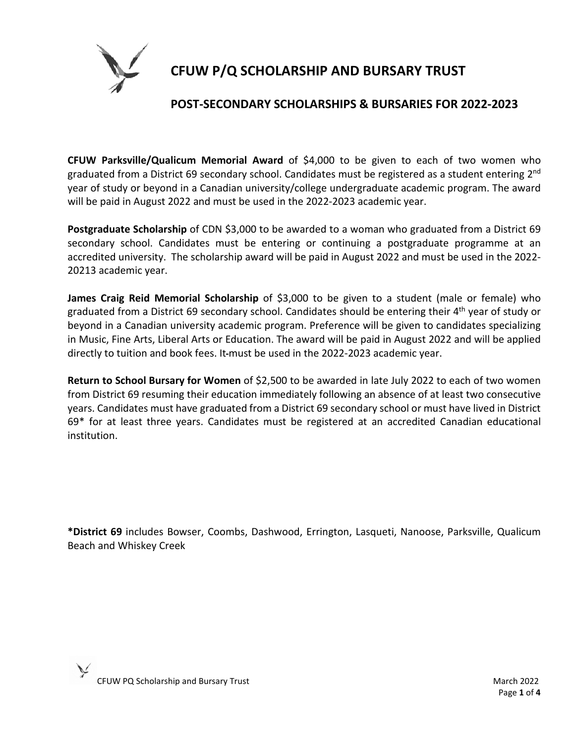# CFUW P/Q SCHOLARSHIP AND BURSARY TRUST

## POST-SECONDARY SCHOLARSHIPS & BURSARIES FOR 2022-2023

**CFUW Parksville/Qualicum Memorial Award** of $4,000 to be given to each of two women who graduated from a District 69 secondary school. Candidates must be registered as a student entering 2nd year of study or beyond in a Canadian university/college undergraduate academic program. The award will be paid in August 2022 and must be used in the 2022-2023 academic year.

**Postgraduate Scholarship** of CDN $3,000 to be awarded to a woman who graduated from a District 69 secondary school. Candidates must be entering or continuing a postgraduate programme at an accredited university. The scholarship award will be paid in August 2022 and must be used in the 2022-20213 academic year.

**James Craig Reid Memorial Scholarship** of $3,000 to be given to a student (male or female) who graduated from a District 69 secondary school. Candidates should be entering their 4th year of study or beyond in a Canadian university academic program. Preference will be given to candidates specializing in Music, Fine Arts, Liberal Arts or Education. The award will be paid in August 2022 and will be applied directly to tuition and book fees. It must be used in the 2022-2023 academic year.

**Return to School Bursary for Women** of $2,500 to be awarded in late July 2022 to each of two women from District 69 resuming their education immediately following an absence of at least two consecutive years. Candidates must have graduated from a District 69 secondary school or must have lived in District 69* for at least three years. Candidates must be registered at an accredited Canadian educational institution.

***District 69** includes Bowser, Coombs, Dashwood, Errington, Lasqueti, Nanoose, Parksville, Qualicum Beach and Whiskey Creek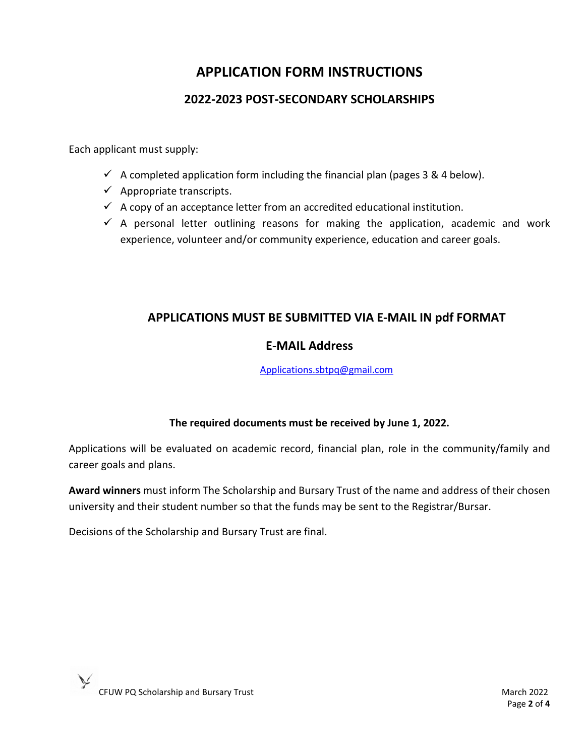# APPLICATION FORM INSTRUCTIONS

## 2022-2023 POST-SECONDARY SCHOLARSHIPS

Each applicant must supply:

- ✓ A completed application form including the financial plan (pages 3 & 4 below).
- ✓ Appropriate transcripts.
- ✓ A copy of an acceptance letter from an accredited educational institution.
- ✓ A personal letter outlining reasons for making the application, academic and work experience, volunteer and/or community experience, education and career goals.

## APPLICATIONS MUST BE SUBMITTED VIA E-MAIL IN pdf FORMAT

## E-MAIL Address

Applications.sbtpq@gmail.com

**The required documents must be received by June 1, 2022.**

Applications will be evaluated on academic record, financial plan, role in the community/family and career goals and plans.

**Award winners** must inform The Scholarship and Bursary Trust of the name and address of their chosen university and their student number so that the funds may be sent to the Registrar/Bursar.

Decisions of the Scholarship and Bursary Trust are final.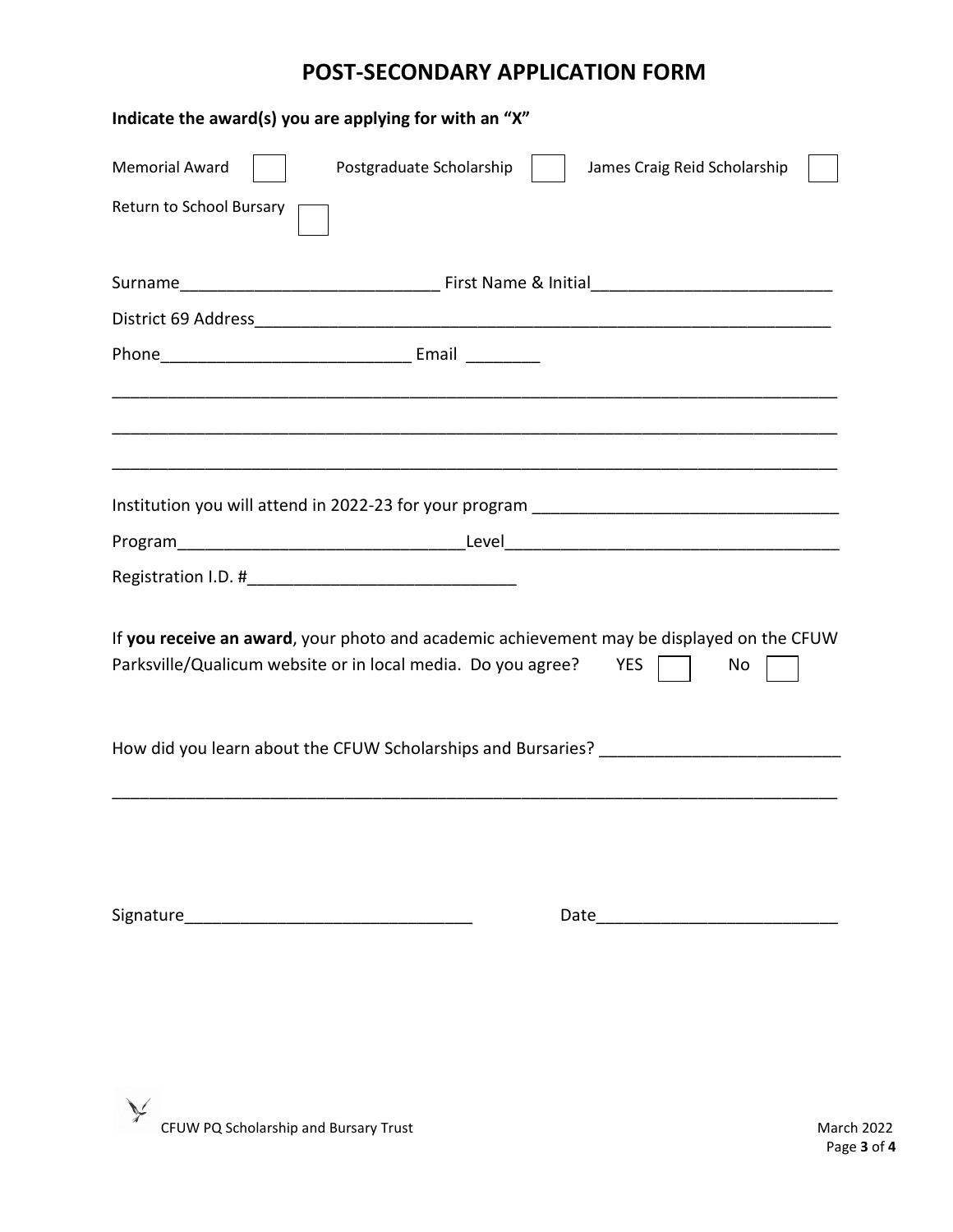# POST-SECONDARY APPLICATION FORM

**Indicate the award(s) you are applying for with an "X"**

Memorial Award ☐ Postgraduate Scholarship ☐ James Craig Reid Scholarship ☐

Return to School Bursary ☐

Surname___________________________ First Name & Initial_________________________

District 69 Address______________________________________________________________

Phone__________________________ Email ________

______________________________________________________________________________

______________________________________________________________________________

______________________________________________________________________________

Institution you will attend in 2022-23 for your program ________________________________

Program______________________________Level___________________________________

Registration I.D. #____________________________

If **you receive an award**, your photo and academic achievement may be displayed on the CFUW Parksville/Qualicum website or in local media. Do you agree? YES ☐ No ☐

How did you learn about the CFUW Scholarships and Bursaries? _________________________

______________________________________________________________________________

Signature______________________________ Date_________________________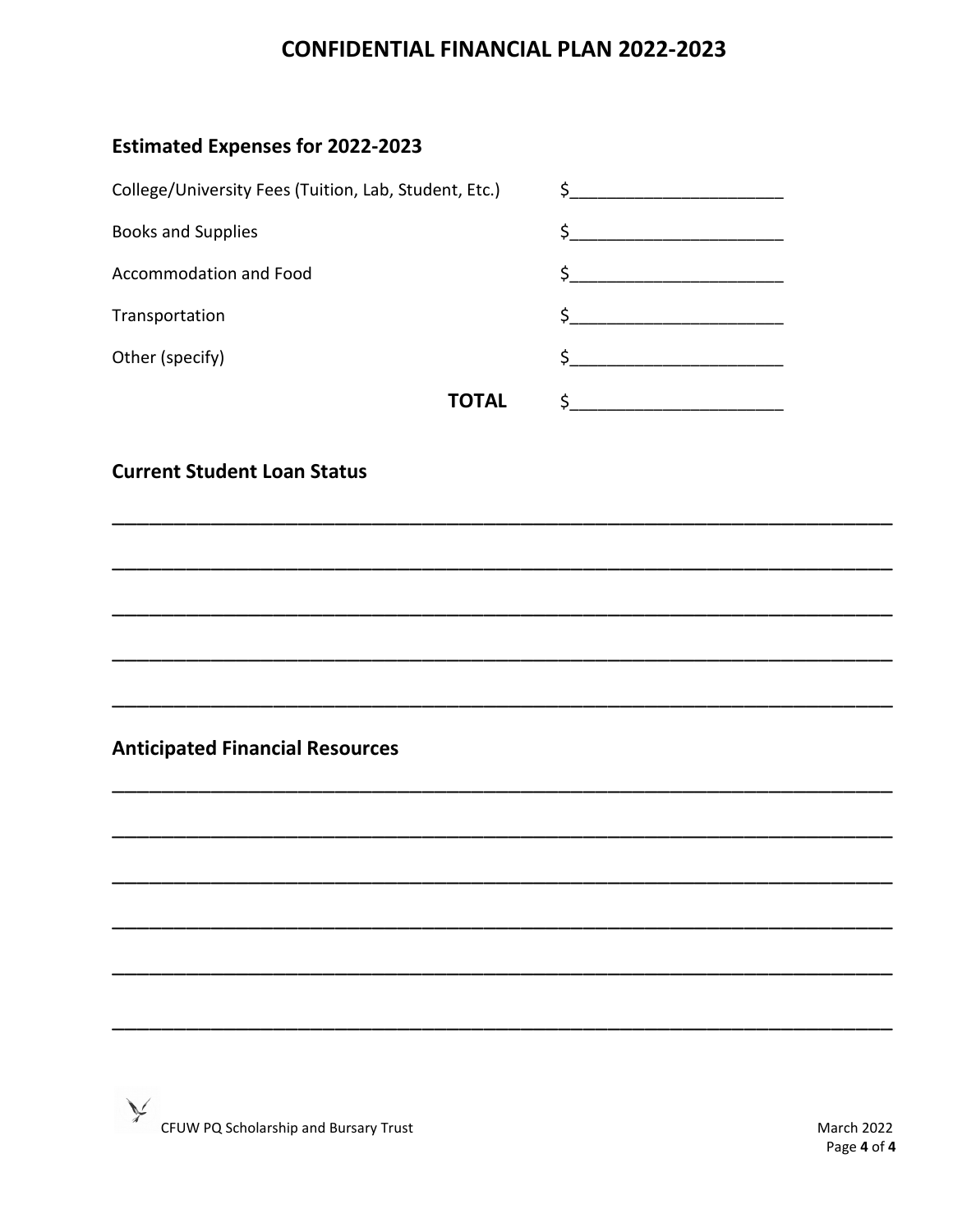# CONFIDENTIAL FINANCIAL PLAN 2022-2023

## Estimated Expenses for 2022-2023

| | |
|---|---|
| College/University Fees (Tuition, Lab, Student, Etc.) | $______________________ |
| Books and Supplies | $______________________ |
| Accommodation and Food | $______________________ |
| Transportation | $______________________ |
| Other (specify) | $______________________ |
| **TOTAL** | $______________________ |

## Current Student Loan Status

______________________________________________________________________

______________________________________________________________________

______________________________________________________________________

______________________________________________________________________

______________________________________________________________________

## Anticipated Financial Resources

______________________________________________________________________

______________________________________________________________________

______________________________________________________________________

______________________________________________________________________

______________________________________________________________________

______________________________________________________________________